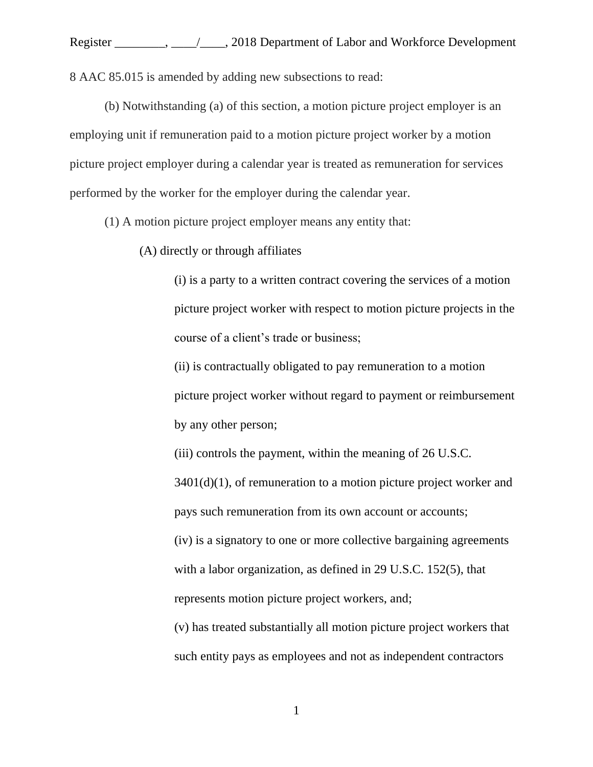Register ________, ____/____, 2018 Department of Labor and Workforce Development

8 AAC 85.015 is amended by adding new subsections to read:

(b) Notwithstanding (a) of this section, a motion picture project employer is an employing unit if remuneration paid to a motion picture project worker by a motion picture project employer during a calendar year is treated as remuneration for services performed by the worker for the employer during the calendar year.

(1) A motion picture project employer means any entity that:

(A) directly or through affiliates

(i) is a party to a written contract covering the services of a motion picture project worker with respect to motion picture projects in the course of a client's trade or business;

(ii) is contractually obligated to pay remuneration to a motion picture project worker without regard to payment or reimbursement by any other person;

(iii) controls the payment, within the meaning of 26 U.S.C. 3401(d)(1), of remuneration to a motion picture project worker and pays such remuneration from its own account or accounts;

(iv) is a signatory to one or more collective bargaining agreements with a labor organization, as defined in 29 U.S.C. 152(5), that represents motion picture project workers, and;

(v) has treated substantially all motion picture project workers that such entity pays as employees and not as independent contractors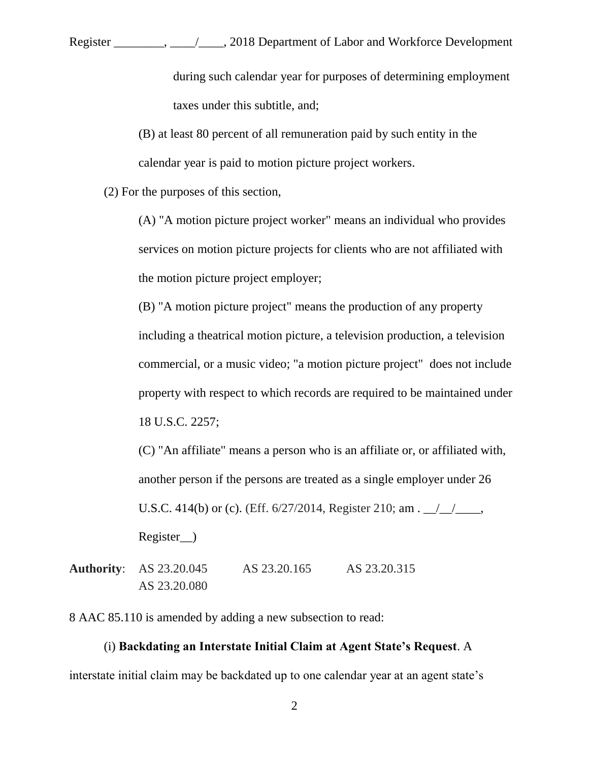during such calendar year for purposes of determining employment taxes under this subtitle, and;

(B) at least 80 percent of all remuneration paid by such entity in the calendar year is paid to motion picture project workers.

(2) For the purposes of this section,

(A) "A motion picture project worker" means an individual who provides services on motion picture projects for clients who are not affiliated with the motion picture project employer;

(B) "A motion picture project" means the production of any property including a theatrical motion picture, a television production, a television commercial, or a music video; "a motion picture project" does not include property with respect to which records are required to be maintained under 18 U.S.C. 2257;

(C) "An affiliate" means a person who is an affiliate or, or affiliated with, another person if the persons are treated as a single employer under 26 U.S.C. 414(b) or (c). (Eff. 6/27/2014, Register 210; am . __/__/____, Register__)

**Authority**: AS 23.20.045 AS 23.20.165 AS 23.20.315
AS 23.20.080

8 AAC 85.110 is amended by adding a new subsection to read:

(i) **Backdating an Interstate Initial Claim at Agent State's Request**. A interstate initial claim may be backdated up to one calendar year at an agent state's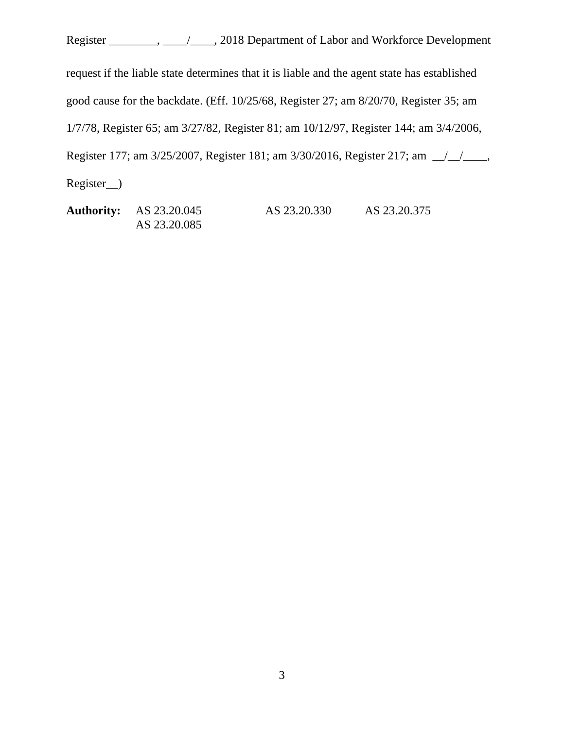request if the liable state determines that it is liable and the agent state has established good cause for the backdate. (Eff. 10/25/68, Register 27; am 8/20/70, Register 35; am 1/7/78, Register 65; am 3/27/82, Register 81; am 10/12/97, Register 144; am 3/4/2006, Register 177; am 3/25/2007, Register 181; am 3/30/2016, Register 217; am __/__/____, Register__)

**Authority:** AS 23.20.045 AS 23.20.330 AS 23.20.375
AS 23.20.085